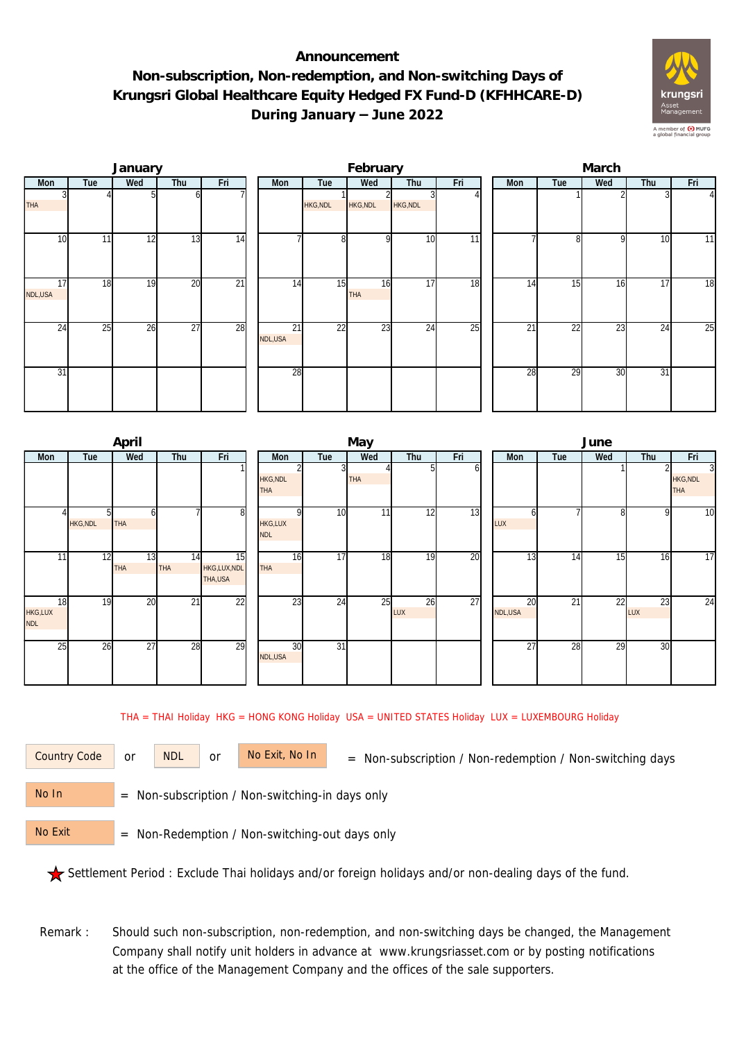# Announcement

## Non-subscription, Non-redemption, and Non-switching Days of Krungsri Global Healthcare Equity Hedged FX Fund-D (KFHHCARE-D) During January – June 2022

### January

| Mon | Tue | Wed | Thu | Fri |
|---|---|---|---|---|
| 3 THA | 4 | 5 | 6 | 7 |
| 10 | 11 | 12 | 13 | 14 |
| 17 NDL,USA | 18 | 19 | 20 | 21 |
| 24 | 25 | 26 | 27 | 28 |
| 31 | | | | |

### February

| Mon | Tue | Wed | Thu | Fri |
|---|---|---|---|---|
| | 1 HKG,NDL | 2 HKG,NDL | 3 HKG,NDL | 4 |
| 7 | 8 | 9 | 10 | 11 |
| 14 | 15 | 16 THA | 17 | 18 |
| 21 NDL,USA | 22 | 23 | 24 | 25 |
| 28 | | | | |

### March

| Mon | Tue | Wed | Thu | Fri |
|---|---|---|---|---|
| | 1 | 2 | 3 | 4 |
| 7 | 8 | 9 | 10 | 11 |
| 14 | 15 | 16 | 17 | 18 |
| 21 | 22 | 23 | 24 | 25 |
| 28 | 29 | 30 | 31 | |

### April

| Mon | Tue | Wed | Thu | Fri |
|---|---|---|---|---|
| | | | | 1 |
| 4 | 5 HKG,NDL | 6 THA | 7 | 8 |
| 11 | 12 | 13 THA | 14 THA | 15 HKG,LUX,NDL THA,USA |
| 18 HKG,LUX NDL | 19 | 20 | 21 | 22 |
| 25 | 26 | 27 | 28 | 29 |

### May

| Mon | Tue | Wed | Thu | Fri |
|---|---|---|---|---|
| 2 HKG,NDL THA | 3 | 4 THA | 5 | 6 |
| 9 HKG,LUX NDL | 10 | 11 | 12 | 13 |
| 16 THA | 17 | 18 | 19 | 20 |
| 23 | 24 | 25 | 26 LUX | 27 |
| 30 NDL,USA | 31 | | | |

### June

| Mon | Tue | Wed | Thu | Fri |
|---|---|---|---|---|
| | | 1 | 2 | 3 HKG,NDL THA |
| 6 LUX | 7 | 8 | 9 | 10 |
| 13 | 14 | 15 | 16 | 17 |
| 20 NDL,USA | 21 | 22 | 23 LUX | 24 |
| 27 | 28 | 29 | 30 | |

THA = THAI Holiday HKG = HONG KONG Holiday USA = UNITED STATES Holiday LUX = LUXEMBOURG Holiday

Country Code or NDL or No Exit, No In = Non-subscription / Non-redemption / Non-switching days

No In = Non-subscription / Non-switching-in days only

No Exit = Non-Redemption / Non-switching-out days only

★ Settlement Period : Exclude Thai holidays and/or foreign holidays and/or non-dealing days of the fund.

Remark : Should such non-subscription, non-redemption, and non-switching days be changed, the Management Company shall notify unit holders in advance at www.krungsriasset.com or by posting notifications at the office of the Management Company and the offices of the sale supporters.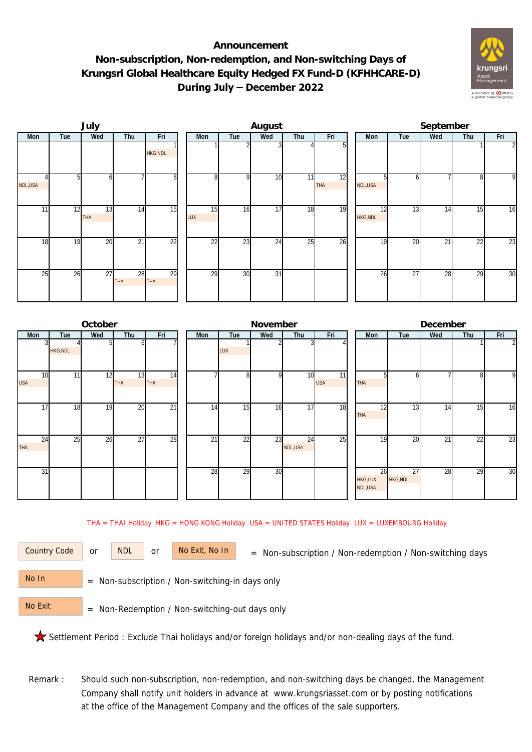# Announcement

## Non-subscription, Non-redemption, and Non-switching Days of Krungsri Global Healthcare Equity Hedged FX Fund-D (KFHHCARE-D) During July – December 2022

### July

| Mon | Tue | Wed | Thu | Fri |
|---|---|---|---|---|
| | | | | 1 HKG,NDL |
| 4 NDL,USA | 5 | 6 | 7 | 8 |
| 11 | 12 | 13 THA | 14 | 15 |
| 18 | 19 | 20 | 21 | 22 |
| 25 | 26 | 27 | 28 THA | 29 THA |

### August

| Mon | Tue | Wed | Thu | Fri |
|---|---|---|---|---|
| 1 | 2 | 3 | 4 | 5 |
| 8 | 9 | 10 | 11 | 12 THA |
| 15 LUX | 16 | 17 | 18 | 19 |
| 22 | 23 | 24 | 25 | 26 |
| 29 | 30 | 31 | | |

### September

| Mon | Tue | Wed | Thu | Fri |
|---|---|---|---|---|
| | | | 1 | 2 |
| 5 NDL,USA | 6 | 7 | 8 | 9 |
| 12 HKG,NDL | 13 | 14 | 15 | 16 |
| 19 | 20 | 21 | 22 | 23 |
| 26 | 27 | 28 | 29 | 30 |

### October

| Mon | Tue | Wed | Thu | Fri |
|---|---|---|---|---|
| 3 | 4 HKG,NDL | 5 | 6 | 7 |
| 10 USA | 11 | 12 | 13 THA | 14 THA |
| 17 | 18 | 19 | 20 | 21 |
| 24 THA | 25 | 26 | 27 | 28 |
| 31 | | | | |

### November

| Mon | Tue | Wed | Thu | Fri |
|---|---|---|---|---|
| | 1 LUX | 2 | 3 | 4 |
| 7 | 8 | 9 | 10 | 11 USA |
| 14 | 15 | 16 | 17 | 18 |
| 21 | 22 | 23 | 24 NDL,USA | 25 |
| 28 | 29 | 30 | | |

### December

| Mon | Tue | Wed | Thu | Fri |
|---|---|---|---|---|
| | | | 1 | 2 |
| 5 THA | 6 | 7 | 8 | 9 |
| 12 THA | 13 | 14 | 15 | 16 |
| 19 | 20 | 21 | 22 | 23 |
| 26 HKG,LUX NDL,USA | 27 HKG,NDL | 28 | 29 | 30 |

THA = THAI Holiday HKG = HONG KONG Holiday USA = UNITED STATES Holiday LUX = LUXEMBOURG Holiday

Country Code or NDL or No Exit, No In = Non-subscription / Non-redemption / Non-switching days

No In = Non-subscription / Non-switching-in days only

No Exit = Non-Redemption / Non-switching-out days only

★ Settlement Period : Exclude Thai holidays and/or foreign holidays and/or non-dealing days of the fund.

Remark : Should such non-subscription, non-redemption, and non-switching days be changed, the Management Company shall notify unit holders in advance at www.krungsriasset.com or by posting notifications at the office of the Management Company and the offices of the sale supporters.